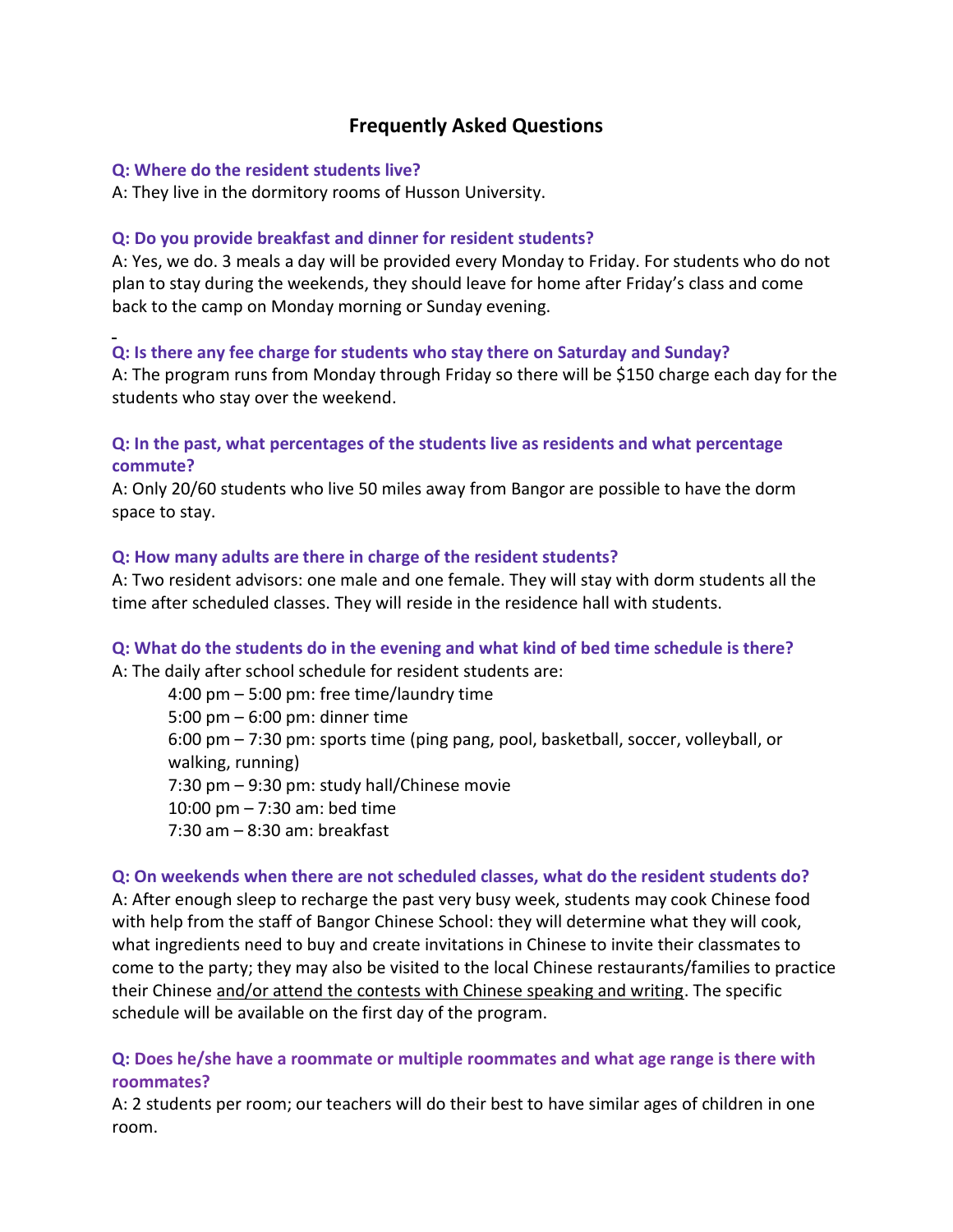## Frequently Asked Questions

**Q: Where do the resident students live?**

A: They live in the dormitory rooms of Husson University.

**Q: Do you provide breakfast and dinner for resident students?**

A: Yes, we do. 3 meals a day will be provided every Monday to Friday. For students who do not plan to stay during the weekends, they should leave for home after Friday's class and come back to the camp on Monday morning or Sunday evening.

**Q: Is there any fee charge for students who stay there on Saturday and Sunday?**

A: The program runs from Monday through Friday so there will be $150 charge each day for the students who stay over the weekend.

**Q: In the past, what percentages of the students live as residents and what percentage commute?**

A: Only 20/60 students who live 50 miles away from Bangor are possible to have the dorm space to stay.

**Q: How many adults are there in charge of the resident students?**

A: Two resident advisors: one male and one female. They will stay with dorm students all the time after scheduled classes. They will reside in the residence hall with students.

**Q: What do the students do in the evening and what kind of bed time schedule is there?**

A: The daily after school schedule for resident students are:

- 4:00 pm – 5:00 pm: free time/laundry time
- 5:00 pm – 6:00 pm: dinner time
- 6:00 pm – 7:30 pm: sports time (ping pang, pool, basketball, soccer, volleyball, or walking, running)
- 7:30 pm – 9:30 pm: study hall/Chinese movie
- 10:00 pm – 7:30 am: bed time
- 7:30 am – 8:30 am: breakfast

**Q: On weekends when there are not scheduled classes, what do the resident students do?**

A: After enough sleep to recharge the past very busy week, students may cook Chinese food with help from the staff of Bangor Chinese School: they will determine what they will cook, what ingredients need to buy and create invitations in Chinese to invite their classmates to come to the party; they may also be visited to the local Chinese restaurants/families to practice their Chinese <u>and/or attend the contests with Chinese speaking and writing</u>. The specific schedule will be available on the first day of the program.

**Q: Does he/she have a roommate or multiple roommates and what age range is there with roommates?**

A: 2 students per room; our teachers will do their best to have similar ages of children in one room.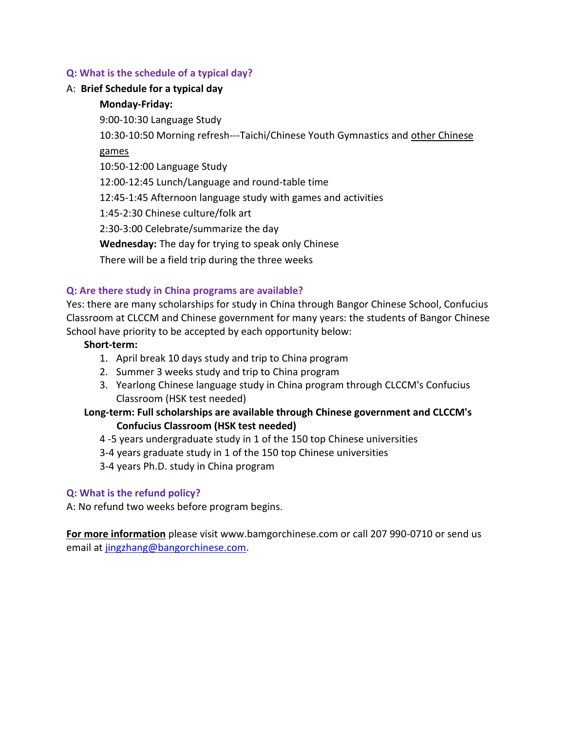**Q: What is the schedule of a typical day?**

A: **Brief Schedule for a typical day**

**Monday-Friday:**

9:00-10:30 Language Study

10:30-10:50 Morning refresh---Taichi/Chinese Youth Gymnastics and other Chinese games

10:50-12:00 Language Study

12:00-12:45 Lunch/Language and round-table time

12:45-1:45 Afternoon language study with games and activities

1:45-2:30 Chinese culture/folk art

2:30-3:00 Celebrate/summarize the day

**Wednesday:** The day for trying to speak only Chinese

There will be a field trip during the three weeks

**Q: Are there study in China programs are available?**

Yes: there are many scholarships for study in China through Bangor Chinese School, Confucius Classroom at CLCCM and Chinese government for many years: the students of Bangor Chinese School have priority to be accepted by each opportunity below:

**Short-term:**

1. April break 10 days study and trip to China program
2. Summer 3 weeks study and trip to China program
3. Yearlong Chinese language study in China program through CLCCM's Confucius Classroom (HSK test needed)

**Long-term: Full scholarships are available through Chinese government and CLCCM's Confucius Classroom (HSK test needed)**

4 -5 years undergraduate study in 1 of the 150 top Chinese universities

3-4 years graduate study in 1 of the 150 top Chinese universities

3-4 years Ph.D. study in China program

**Q: What is the refund policy?**

A: No refund two weeks before program begins.

**For more information** please visit www.bamgorchinese.com or call 207 990-0710 or send us email at jingzhang@bangorchinese.com.